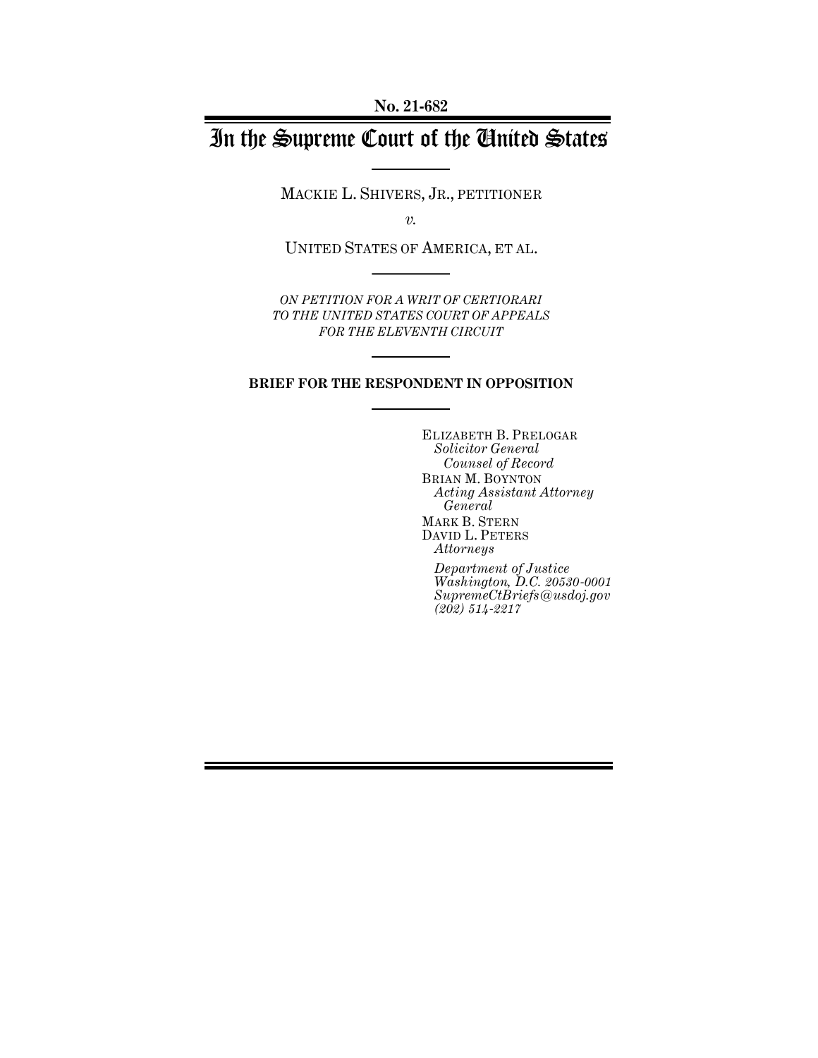**No. 21-682**

# In the Supreme Court of the United States

MACKIE L. SHIVERS, JR., PETITIONER

*v.*

UNITED STATES OF AMERICA, ET AL.

*ON PETITION FOR A WRIT OF CERTIORARI*
*TO THE UNITED STATES COURT OF APPEALS*
*FOR THE ELEVENTH CIRCUIT*

**BRIEF FOR THE RESPONDENT IN OPPOSITION**

ELIZABETH B. PRELOGAR
*Solicitor General*
*Counsel of Record*
BRIAN M. BOYNTON
*Acting Assistant Attorney General*
MARK B. STERN
DAVID L. PETERS
*Attorneys*

*Department of Justice*
*Washington, D.C. 20530-0001*
*SupremeCtBriefs@usdoj.gov*
*(202) 514-2217*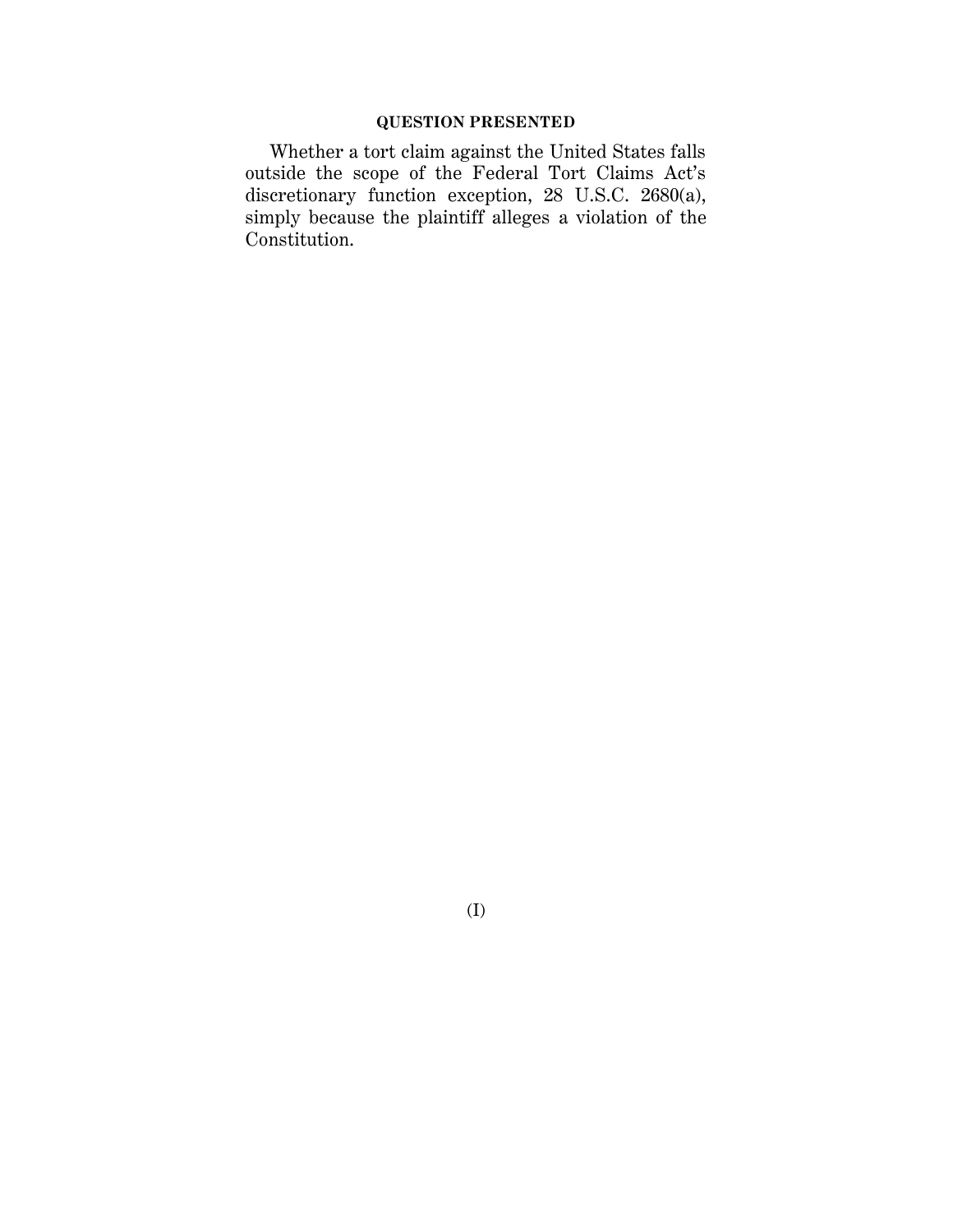## QUESTION PRESENTED

Whether a tort claim against the United States falls outside the scope of the Federal Tort Claims Act's discretionary function exception, 28 U.S.C. 2680(a), simply because the plaintiff alleges a violation of the Constitution.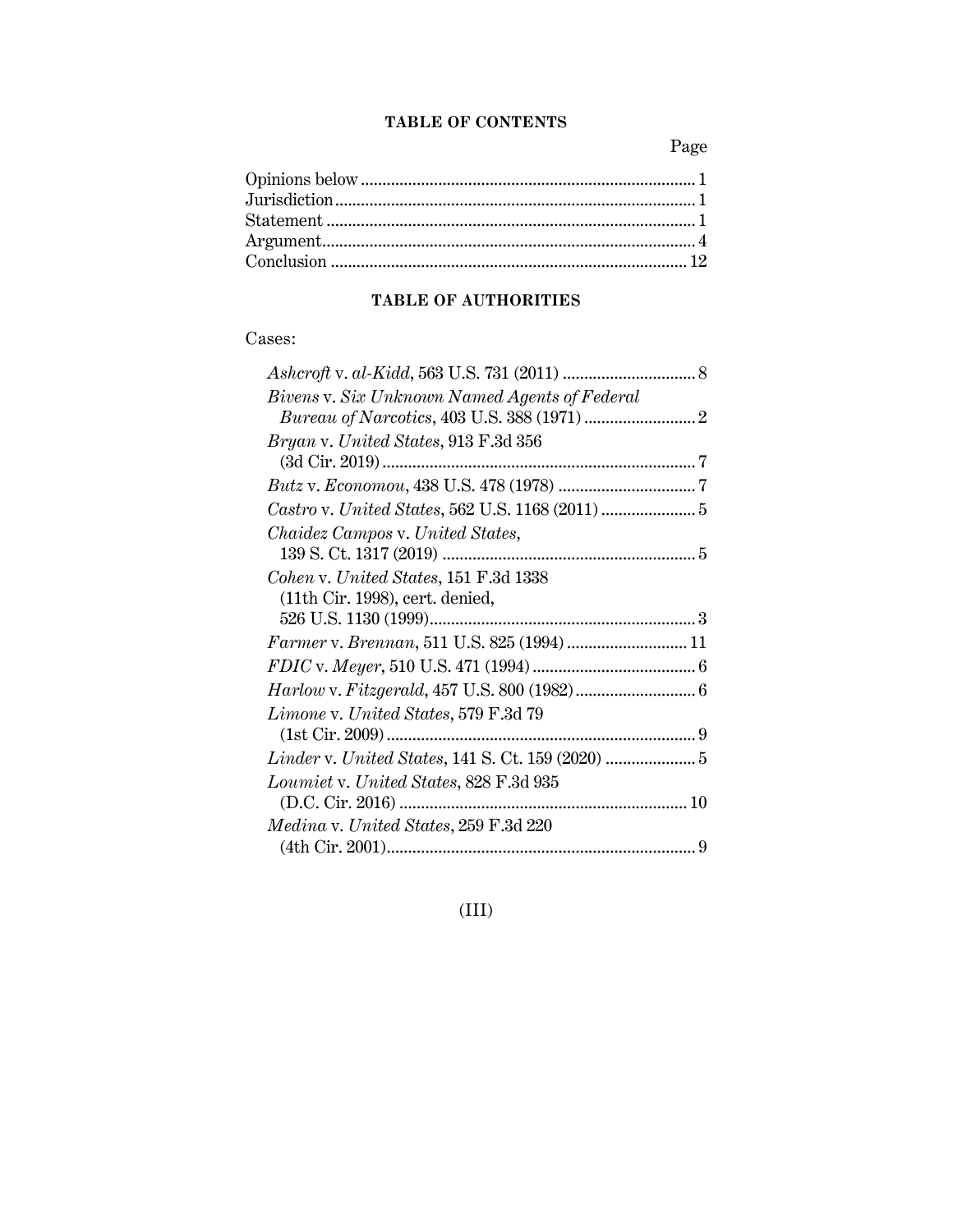## TABLE OF CONTENTS

| | Page |
|---|---|
| Opinions below | 1 |
| Jurisdiction | 1 |
| Statement | 1 |
| Argument | 4 |
| Conclusion | 12 |

## TABLE OF AUTHORITIES

Cases:

| | |
|---|---|
| *Ashcroft* v. *al-Kidd*, 563 U.S. 731 (2011) | 8 |
| *Bivens* v. *Six Unknown Named Agents of Federal Bureau of Narcotics*, 403 U.S. 388 (1971) | 2 |
| *Bryan* v. *United States*, 913 F.3d 356 (3d Cir. 2019) | 7 |
| *Butz* v. *Economou*, 438 U.S. 478 (1978) | 7 |
| *Castro* v. *United States*, 562 U.S. 1168 (2011) | 5 |
| *Chaidez Campos* v. *United States*, 139 S. Ct. 1317 (2019) | 5 |
| *Cohen* v. *United States*, 151 F.3d 1338 (11th Cir. 1998), cert. denied, 526 U.S. 1130 (1999) | 3 |
| *Farmer* v. *Brennan*, 511 U.S. 825 (1994) | 11 |
| *FDIC* v. *Meyer*, 510 U.S. 471 (1994) | 6 |
| *Harlow* v. *Fitzgerald*, 457 U.S. 800 (1982) | 6 |
| *Limone* v. *United States*, 579 F.3d 79 (1st Cir. 2009) | 9 |
| *Linder* v. *United States*, 141 S. Ct. 159 (2020) | 5 |
| *Loumiet* v. *United States*, 828 F.3d 935 (D.C. Cir. 2016) | 10 |
| *Medina* v. *United States*, 259 F.3d 220 (4th Cir. 2001) | 9 |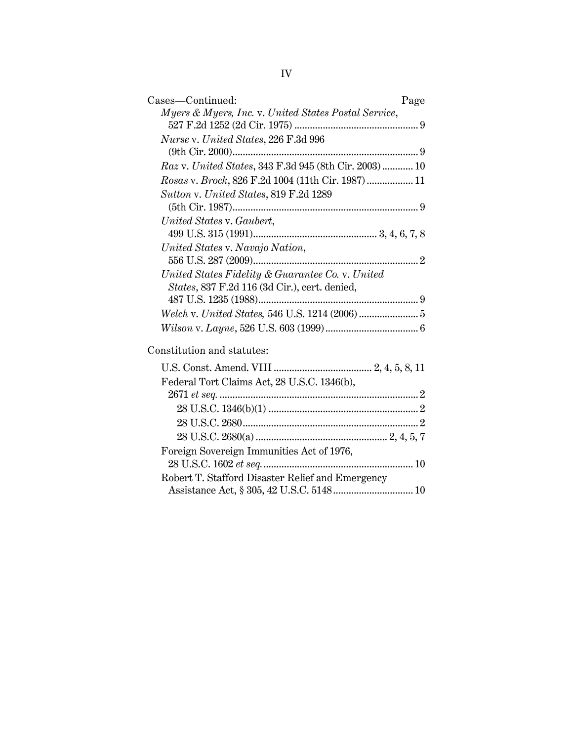Cases—Continued: Page

*Myers & Myers, Inc.* v. *United States Postal Service*, 527 F.2d 1252 (2d Cir. 1975) ... 9

*Nurse* v. *United States*, 226 F.3d 996 (9th Cir. 2000) ... 9

*Raz* v. *United States*, 343 F.3d 945 (8th Cir. 2003) ... 10

*Rosas* v. *Brock*, 826 F.2d 1004 (11th Cir. 1987) ... 11

*Sutton* v. *United States*, 819 F.2d 1289 (5th Cir. 1987) ... 9

*United States* v. *Gaubert*, 499 U.S. 315 (1991) ... 3, 4, 6, 7, 8

*United States* v. *Navajo Nation*, 556 U.S. 287 (2009) ... 2

*United States Fidelity & Guarantee Co.* v. *United States*, 837 F.2d 116 (3d Cir.), cert. denied, 487 U.S. 1235 (1988) ... 9

*Welch* v. *United States*, 546 U.S. 1214 (2006) ... 5

*Wilson* v. *Layne*, 526 U.S. 603 (1999) ... 6

Constitution and statutes:

U.S. Const. Amend. VIII ... 2, 4, 5, 8, 11

Federal Tort Claims Act, 28 U.S.C. 1346(b), 2671 *et seq.* ... 2

- 28 U.S.C. 1346(b)(1) ... 2
- 28 U.S.C. 2680 ... 2
- 28 U.S.C. 2680(a) ... 2, 4, 5, 7

Foreign Sovereign Immunities Act of 1976, 28 U.S.C. 1602 *et seq.* ... 10

Robert T. Stafford Disaster Relief and Emergency Assistance Act, § 305, 42 U.S.C. 5148 ... 10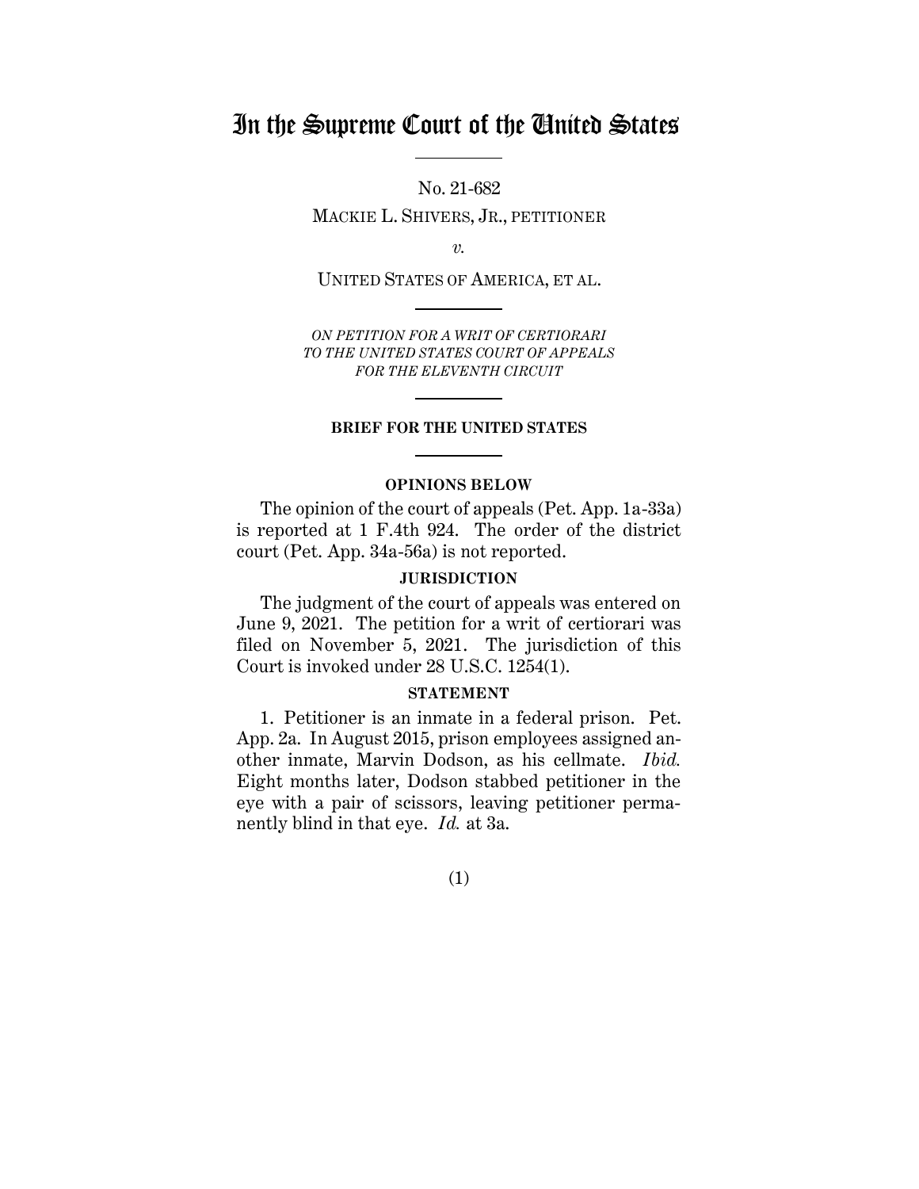# In the Supreme Court of the United States

No. 21-682

MACKIE L. SHIVERS, JR., PETITIONER

*v.*

UNITED STATES OF AMERICA, ET AL.

*ON PETITION FOR A WRIT OF CERTIORARI TO THE UNITED STATES COURT OF APPEALS FOR THE ELEVENTH CIRCUIT*

**BRIEF FOR THE UNITED STATES**

## OPINIONS BELOW

The opinion of the court of appeals (Pet. App. 1a-33a) is reported at 1 F.4th 924. The order of the district court (Pet. App. 34a-56a) is not reported.

## JURISDICTION

The judgment of the court of appeals was entered on June 9, 2021. The petition for a writ of certiorari was filed on November 5, 2021. The jurisdiction of this Court is invoked under 28 U.S.C. 1254(1).

## STATEMENT

1. Petitioner is an inmate in a federal prison. Pet. App. 2a. In August 2015, prison employees assigned another inmate, Marvin Dodson, as his cellmate. *Ibid.* Eight months later, Dodson stabbed petitioner in the eye with a pair of scissors, leaving petitioner permanently blind in that eye. *Id.* at 3a.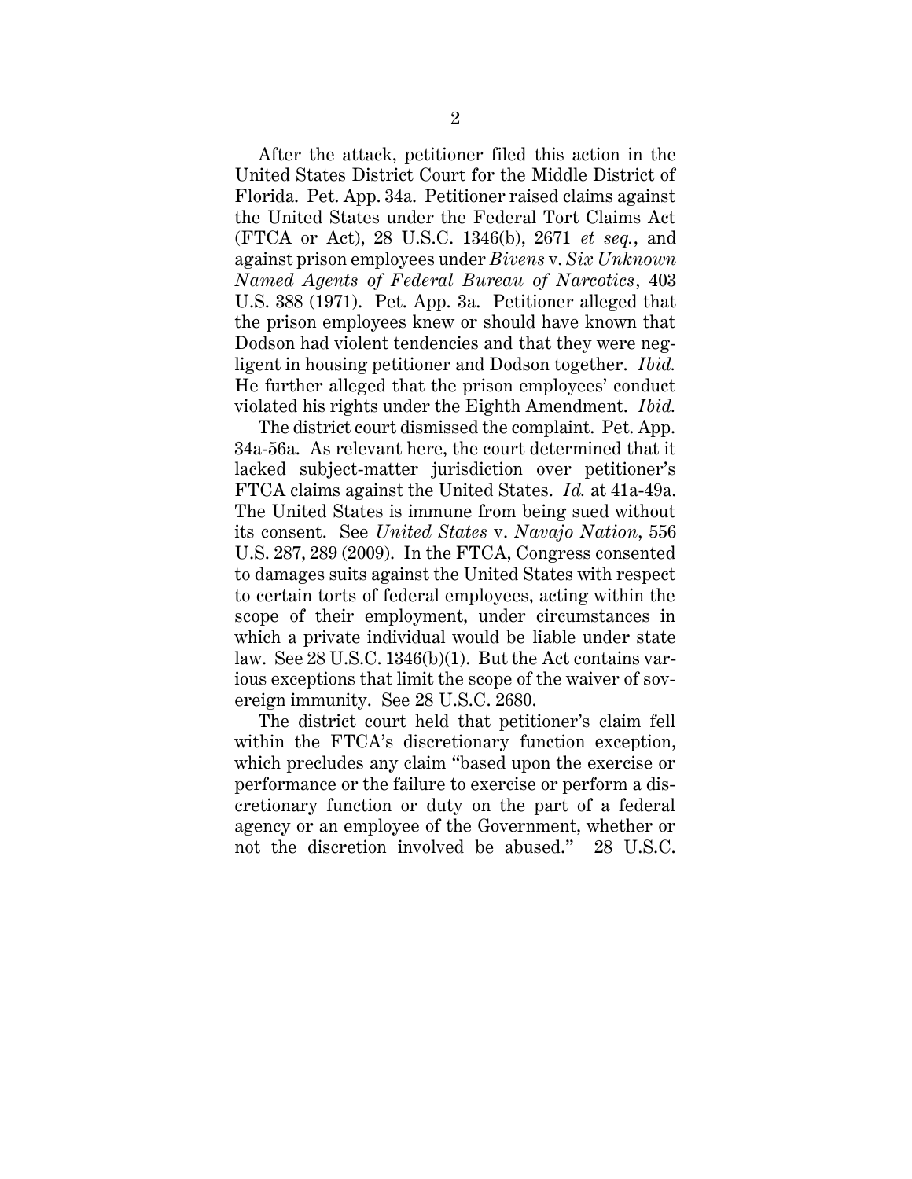After the attack, petitioner filed this action in the United States District Court for the Middle District of Florida. Pet. App. 34a. Petitioner raised claims against the United States under the Federal Tort Claims Act (FTCA or Act), 28 U.S.C. 1346(b), 2671 *et seq.*, and against prison employees under *Bivens* v. *Six Unknown Named Agents of Federal Bureau of Narcotics*, 403 U.S. 388 (1971). Pet. App. 3a. Petitioner alleged that the prison employees knew or should have known that Dodson had violent tendencies and that they were negligent in housing petitioner and Dodson together. *Ibid.* He further alleged that the prison employees' conduct violated his rights under the Eighth Amendment. *Ibid.*

The district court dismissed the complaint. Pet. App. 34a-56a. As relevant here, the court determined that it lacked subject-matter jurisdiction over petitioner's FTCA claims against the United States. *Id.* at 41a-49a. The United States is immune from being sued without its consent. See *United States* v. *Navajo Nation*, 556 U.S. 287, 289 (2009). In the FTCA, Congress consented to damages suits against the United States with respect to certain torts of federal employees, acting within the scope of their employment, under circumstances in which a private individual would be liable under state law. See 28 U.S.C. 1346(b)(1). But the Act contains various exceptions that limit the scope of the waiver of sovereign immunity. See 28 U.S.C. 2680.

The district court held that petitioner's claim fell within the FTCA's discretionary function exception, which precludes any claim "based upon the exercise or performance or the failure to exercise or perform a discretionary function or duty on the part of a federal agency or an employee of the Government, whether or not the discretion involved be abused." 28 U.S.C.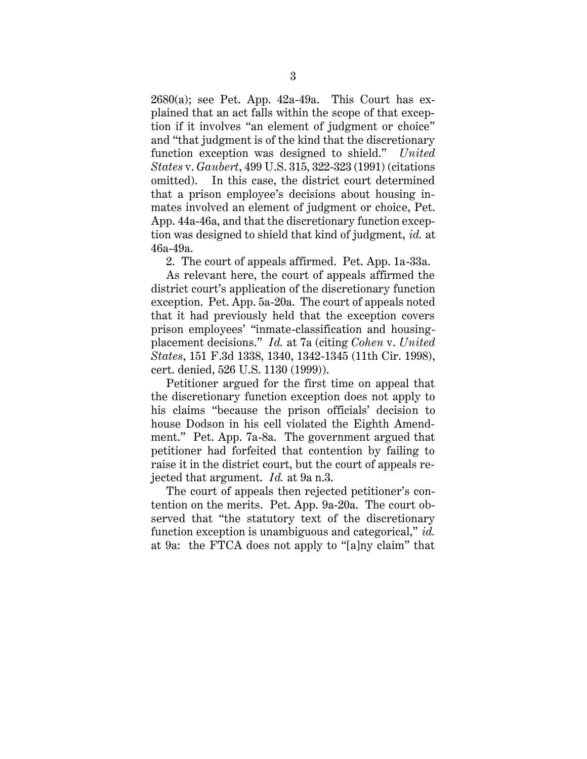2680(a); see Pet. App. 42a-49a. This Court has explained that an act falls within the scope of that exception if it involves "an element of judgment or choice" and "that judgment is of the kind that the discretionary function exception was designed to shield." *United States* v. *Gaubert*, 499 U.S. 315, 322-323 (1991) (citations omitted). In this case, the district court determined that a prison employee's decisions about housing inmates involved an element of judgment or choice, Pet. App. 44a-46a, and that the discretionary function exception was designed to shield that kind of judgment, *id.* at 46a-49a.

2. The court of appeals affirmed. Pet. App. 1a-33a.

As relevant here, the court of appeals affirmed the district court's application of the discretionary function exception. Pet. App. 5a-20a. The court of appeals noted that it had previously held that the exception covers prison employees' "inmate-classification and housing-placement decisions." *Id.* at 7a (citing *Cohen* v. *United States*, 151 F.3d 1338, 1340, 1342-1345 (11th Cir. 1998), cert. denied, 526 U.S. 1130 (1999)).

Petitioner argued for the first time on appeal that the discretionary function exception does not apply to his claims "because the prison officials' decision to house Dodson in his cell violated the Eighth Amendment." Pet. App. 7a-8a. The government argued that petitioner had forfeited that contention by failing to raise it in the district court, but the court of appeals rejected that argument. *Id.* at 9a n.3.

The court of appeals then rejected petitioner's contention on the merits. Pet. App. 9a-20a. The court observed that "the statutory text of the discretionary function exception is unambiguous and categorical," *id.* at 9a: the FTCA does not apply to "[a]ny claim" that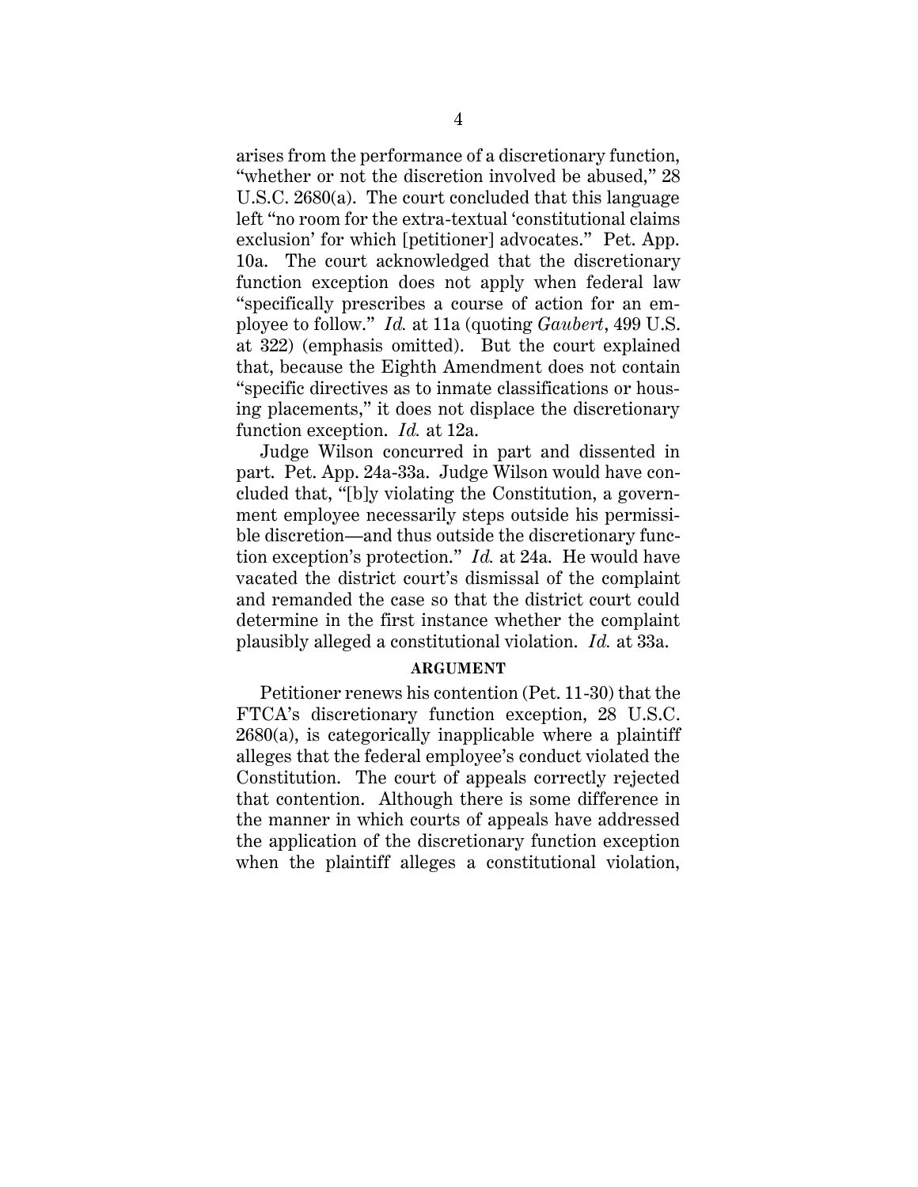arises from the performance of a discretionary function, "whether or not the discretion involved be abused," 28 U.S.C. 2680(a). The court concluded that this language left "no room for the extra-textual 'constitutional claims exclusion' for which [petitioner] advocates." Pet. App. 10a. The court acknowledged that the discretionary function exception does not apply when federal law "specifically prescribes a course of action for an employee to follow." *Id.* at 11a (quoting *Gaubert*, 499 U.S. at 322) (emphasis omitted). But the court explained that, because the Eighth Amendment does not contain "specific directives as to inmate classifications or housing placements," it does not displace the discretionary function exception. *Id.* at 12a.

Judge Wilson concurred in part and dissented in part. Pet. App. 24a-33a. Judge Wilson would have concluded that, "[b]y violating the Constitution, a government employee necessarily steps outside his permissible discretion—and thus outside the discretionary function exception's protection." *Id.* at 24a. He would have vacated the district court's dismissal of the complaint and remanded the case so that the district court could determine in the first instance whether the complaint plausibly alleged a constitutional violation. *Id.* at 33a.

## ARGUMENT

Petitioner renews his contention (Pet. 11-30) that the FTCA's discretionary function exception, 28 U.S.C. 2680(a), is categorically inapplicable where a plaintiff alleges that the federal employee's conduct violated the Constitution. The court of appeals correctly rejected that contention. Although there is some difference in the manner in which courts of appeals have addressed the application of the discretionary function exception when the plaintiff alleges a constitutional violation,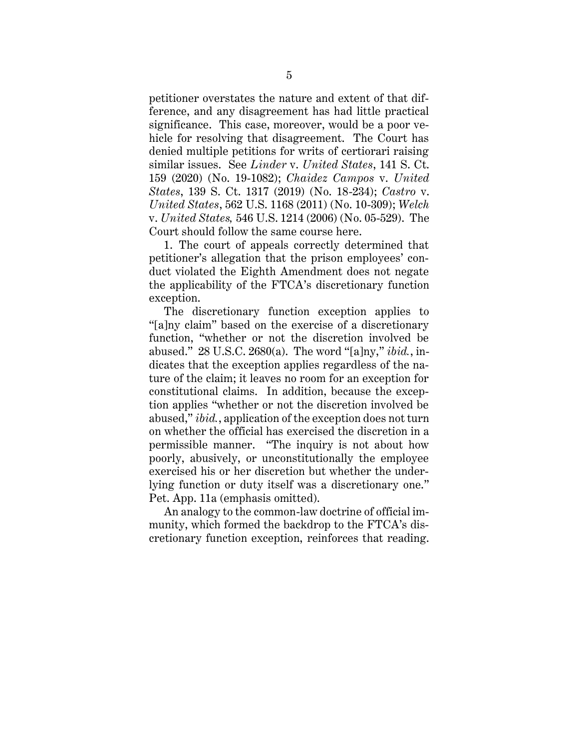petitioner overstates the nature and extent of that difference, and any disagreement has had little practical significance. This case, moreover, would be a poor vehicle for resolving that disagreement. The Court has denied multiple petitions for writs of certiorari raising similar issues. See *Linder* v. *United States*, 141 S. Ct. 159 (2020) (No. 19-1082); *Chaidez Campos* v. *United States*, 139 S. Ct. 1317 (2019) (No. 18-234); *Castro* v. *United States*, 562 U.S. 1168 (2011) (No. 10-309); *Welch* v. *United States,* 546 U.S. 1214 (2006) (No. 05-529). The Court should follow the same course here.

1. The court of appeals correctly determined that petitioner's allegation that the prison employees' conduct violated the Eighth Amendment does not negate the applicability of the FTCA's discretionary function exception.

The discretionary function exception applies to "[a]ny claim" based on the exercise of a discretionary function, "whether or not the discretion involved be abused." 28 U.S.C. 2680(a). The word "[a]ny," *ibid.*, indicates that the exception applies regardless of the nature of the claim; it leaves no room for an exception for constitutional claims. In addition, because the exception applies "whether or not the discretion involved be abused," *ibid.*, application of the exception does not turn on whether the official has exercised the discretion in a permissible manner. "The inquiry is not about how poorly, abusively, or unconstitutionally the employee exercised his or her discretion but whether the underlying function or duty itself was a discretionary one." Pet. App. 11a (emphasis omitted).

An analogy to the common-law doctrine of official immunity, which formed the backdrop to the FTCA's discretionary function exception, reinforces that reading.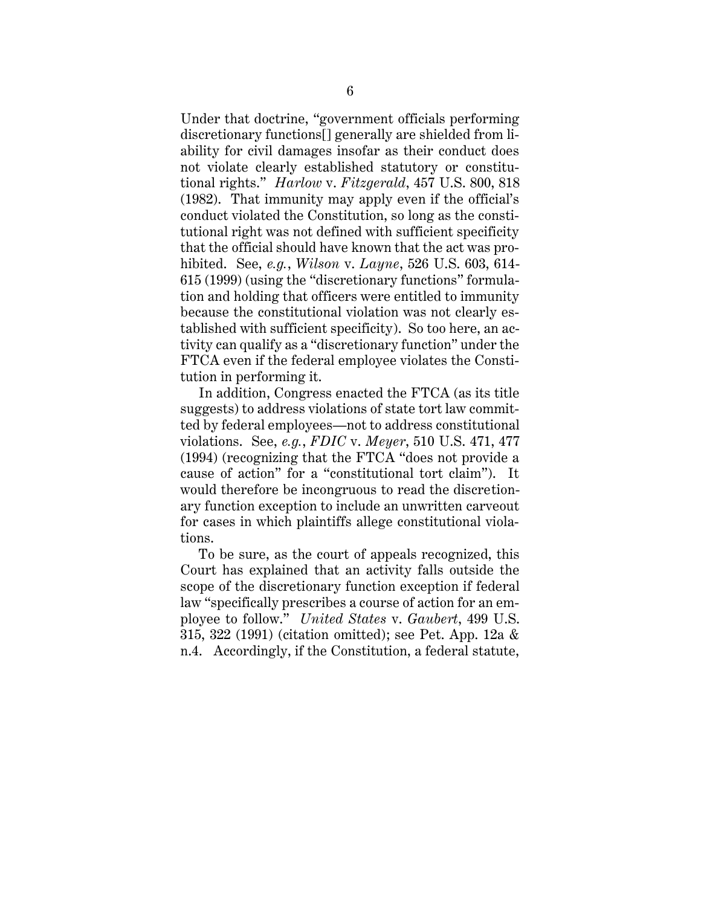Under that doctrine, "government officials performing discretionary functions[] generally are shielded from liability for civil damages insofar as their conduct does not violate clearly established statutory or constitutional rights." *Harlow* v. *Fitzgerald*, 457 U.S. 800, 818 (1982). That immunity may apply even if the official's conduct violated the Constitution, so long as the constitutional right was not defined with sufficient specificity that the official should have known that the act was prohibited. See, *e.g.*, *Wilson* v. *Layne*, 526 U.S. 603, 614-615 (1999) (using the "discretionary functions" formulation and holding that officers were entitled to immunity because the constitutional violation was not clearly established with sufficient specificity). So too here, an activity can qualify as a "discretionary function" under the FTCA even if the federal employee violates the Constitution in performing it.

In addition, Congress enacted the FTCA (as its title suggests) to address violations of state tort law committed by federal employees—not to address constitutional violations. See, *e.g.*, *FDIC* v. *Meyer*, 510 U.S. 471, 477 (1994) (recognizing that the FTCA "does not provide a cause of action" for a "constitutional tort claim"). It would therefore be incongruous to read the discretionary function exception to include an unwritten carveout for cases in which plaintiffs allege constitutional violations.

To be sure, as the court of appeals recognized, this Court has explained that an activity falls outside the scope of the discretionary function exception if federal law "specifically prescribes a course of action for an employee to follow." *United States* v. *Gaubert*, 499 U.S. 315, 322 (1991) (citation omitted); see Pet. App. 12a & n.4. Accordingly, if the Constitution, a federal statute,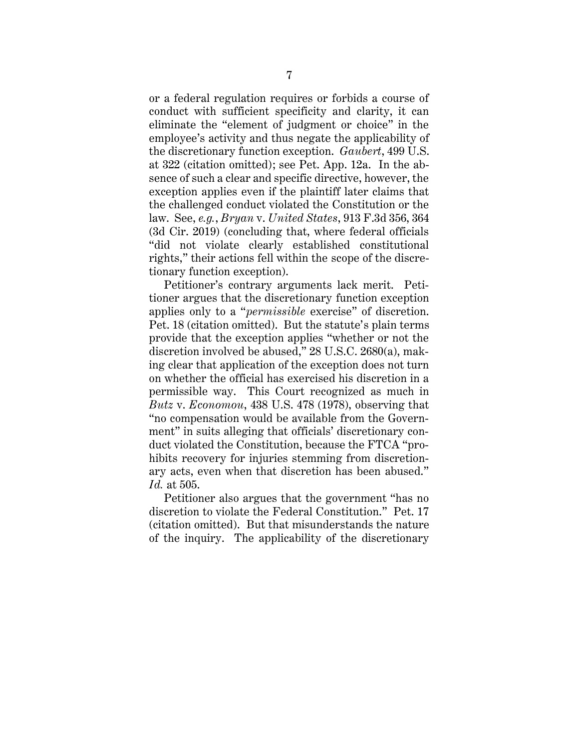or a federal regulation requires or forbids a course of conduct with sufficient specificity and clarity, it can eliminate the "element of judgment or choice" in the employee's activity and thus negate the applicability of the discretionary function exception. *Gaubert*, 499 U.S. at 322 (citation omitted); see Pet. App. 12a. In the absence of such a clear and specific directive, however, the exception applies even if the plaintiff later claims that the challenged conduct violated the Constitution or the law. See, *e.g.*, *Bryan* v. *United States*, 913 F.3d 356, 364 (3d Cir. 2019) (concluding that, where federal officials "did not violate clearly established constitutional rights," their actions fell within the scope of the discretionary function exception).

Petitioner's contrary arguments lack merit. Petitioner argues that the discretionary function exception applies only to a "*permissible* exercise" of discretion. Pet. 18 (citation omitted). But the statute's plain terms provide that the exception applies "whether or not the discretion involved be abused," 28 U.S.C. 2680(a), making clear that application of the exception does not turn on whether the official has exercised his discretion in a permissible way. This Court recognized as much in *Butz* v. *Economou*, 438 U.S. 478 (1978), observing that "no compensation would be available from the Government" in suits alleging that officials' discretionary conduct violated the Constitution, because the FTCA "prohibits recovery for injuries stemming from discretionary acts, even when that discretion has been abused." *Id.* at 505.

Petitioner also argues that the government "has no discretion to violate the Federal Constitution." Pet. 17 (citation omitted). But that misunderstands the nature of the inquiry. The applicability of the discretionary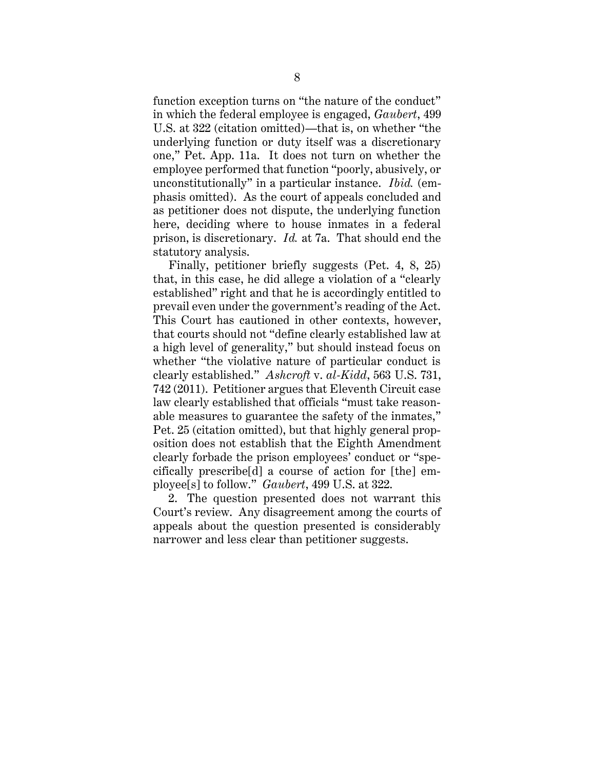function exception turns on "the nature of the conduct" in which the federal employee is engaged, *Gaubert*, 499 U.S. at 322 (citation omitted)—that is, on whether "the underlying function or duty itself was a discretionary one," Pet. App. 11a. It does not turn on whether the employee performed that function "poorly, abusively, or unconstitutionally" in a particular instance. *Ibid.* (emphasis omitted). As the court of appeals concluded and as petitioner does not dispute, the underlying function here, deciding where to house inmates in a federal prison, is discretionary. *Id.* at 7a. That should end the statutory analysis.

Finally, petitioner briefly suggests (Pet. 4, 8, 25) that, in this case, he did allege a violation of a "clearly established" right and that he is accordingly entitled to prevail even under the government's reading of the Act. This Court has cautioned in other contexts, however, that courts should not "define clearly established law at a high level of generality," but should instead focus on whether "the violative nature of particular conduct is clearly established." *Ashcroft* v. *al-Kidd*, 563 U.S. 731, 742 (2011). Petitioner argues that Eleventh Circuit case law clearly established that officials "must take reasonable measures to guarantee the safety of the inmates," Pet. 25 (citation omitted), but that highly general proposition does not establish that the Eighth Amendment clearly forbade the prison employees' conduct or "specifically prescribe[d] a course of action for [the] employee[s] to follow." *Gaubert*, 499 U.S. at 322.

2. The question presented does not warrant this Court's review. Any disagreement among the courts of appeals about the question presented is considerably narrower and less clear than petitioner suggests.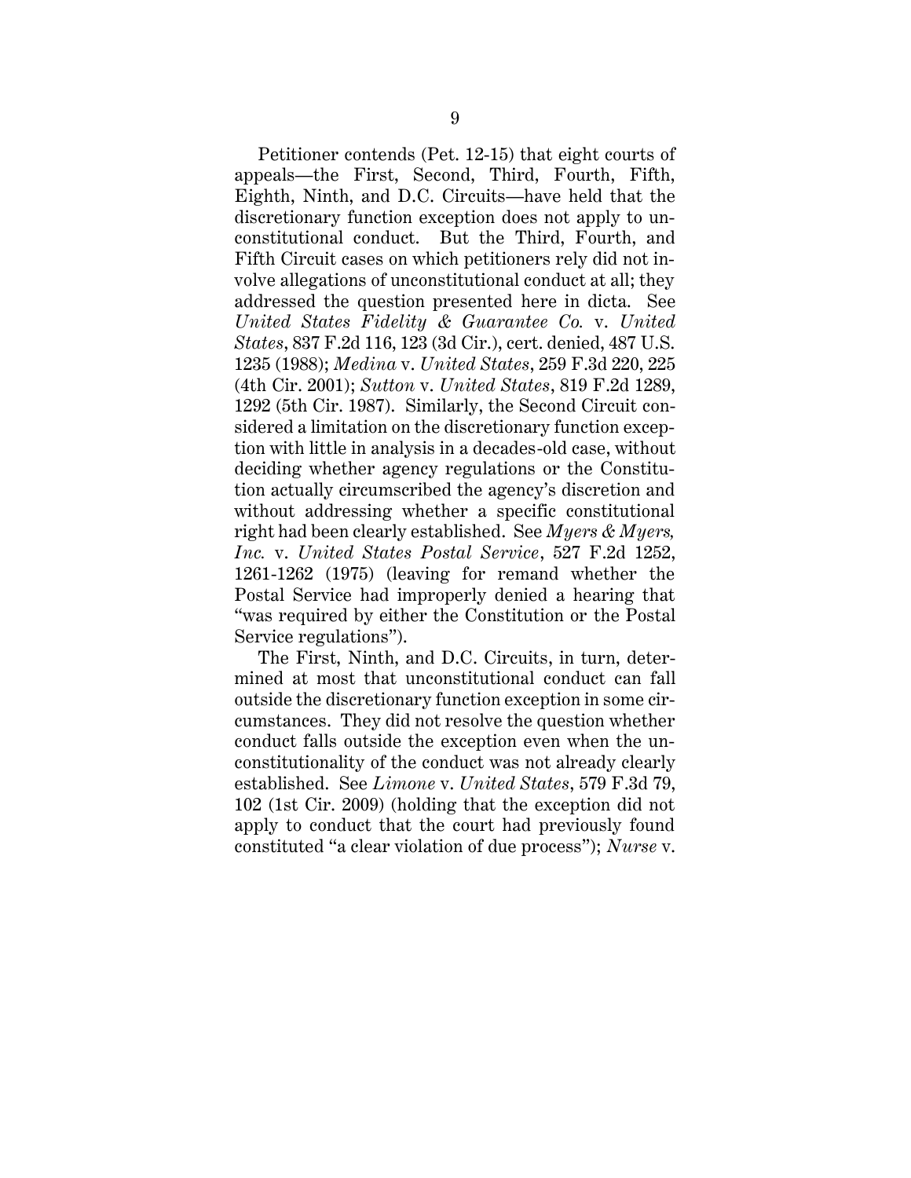Petitioner contends (Pet. 12-15) that eight courts of appeals—the First, Second, Third, Fourth, Fifth, Eighth, Ninth, and D.C. Circuits—have held that the discretionary function exception does not apply to unconstitutional conduct. But the Third, Fourth, and Fifth Circuit cases on which petitioners rely did not involve allegations of unconstitutional conduct at all; they addressed the question presented here in dicta. See *United States Fidelity & Guarantee Co.* v. *United States*, 837 F.2d 116, 123 (3d Cir.), cert. denied, 487 U.S. 1235 (1988); *Medina* v. *United States*, 259 F.3d 220, 225 (4th Cir. 2001); *Sutton* v. *United States*, 819 F.2d 1289, 1292 (5th Cir. 1987). Similarly, the Second Circuit considered a limitation on the discretionary function exception with little in analysis in a decades-old case, without deciding whether agency regulations or the Constitution actually circumscribed the agency's discretion and without addressing whether a specific constitutional right had been clearly established. See *Myers & Myers, Inc.* v. *United States Postal Service*, 527 F.2d 1252, 1261-1262 (1975) (leaving for remand whether the Postal Service had improperly denied a hearing that "was required by either the Constitution or the Postal Service regulations").

The First, Ninth, and D.C. Circuits, in turn, determined at most that unconstitutional conduct can fall outside the discretionary function exception in some circumstances. They did not resolve the question whether conduct falls outside the exception even when the unconstitutionality of the conduct was not already clearly established. See *Limone* v. *United States*, 579 F.3d 79, 102 (1st Cir. 2009) (holding that the exception did not apply to conduct that the court had previously found constituted "a clear violation of due process"); *Nurse* v.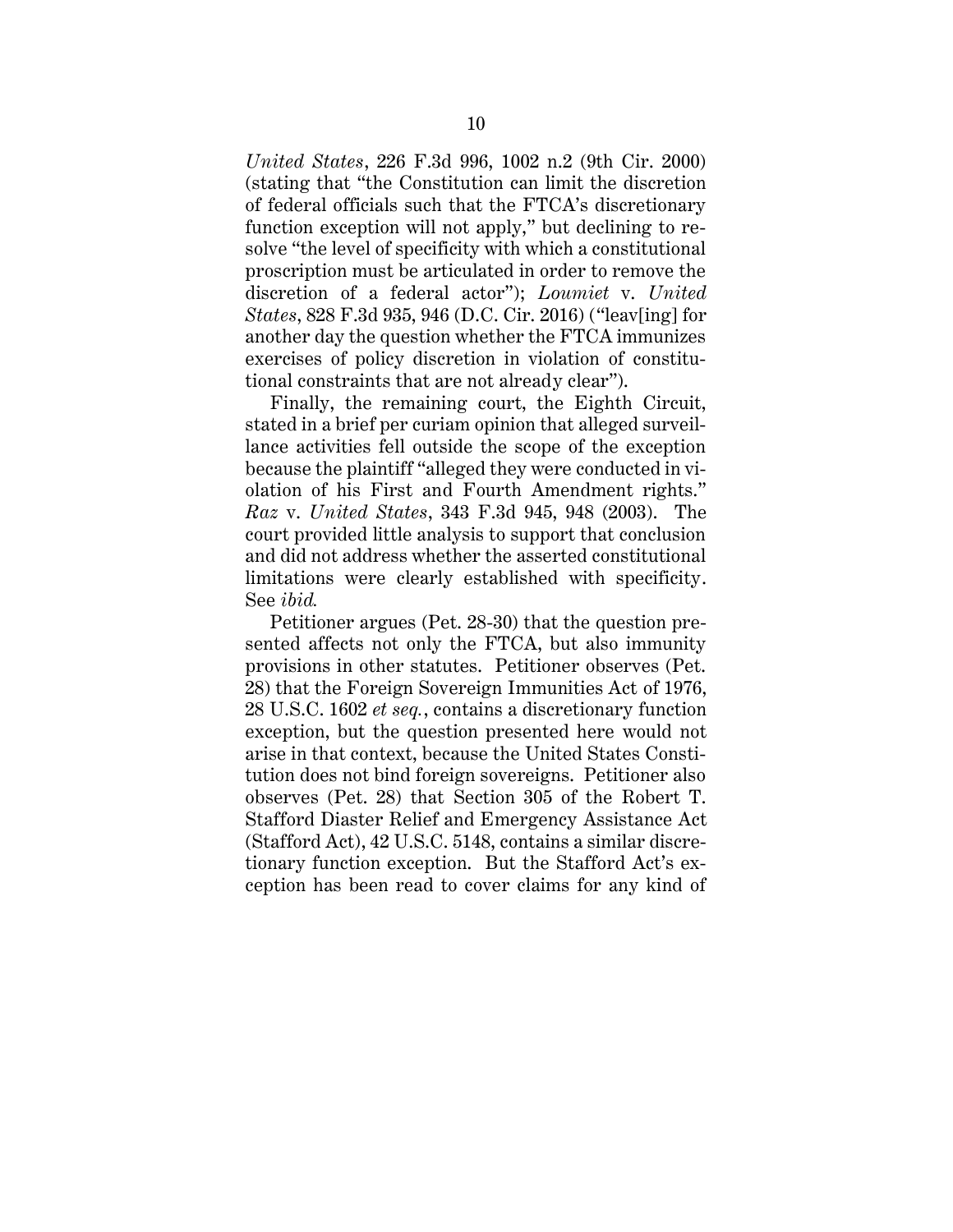*United States*, 226 F.3d 996, 1002 n.2 (9th Cir. 2000) (stating that "the Constitution can limit the discretion of federal officials such that the FTCA's discretionary function exception will not apply," but declining to resolve "the level of specificity with which a constitutional proscription must be articulated in order to remove the discretion of a federal actor"); *Loumiet* v. *United States*, 828 F.3d 935, 946 (D.C. Cir. 2016) ("leav[ing] for another day the question whether the FTCA immunizes exercises of policy discretion in violation of constitutional constraints that are not already clear").

Finally, the remaining court, the Eighth Circuit, stated in a brief per curiam opinion that alleged surveillance activities fell outside the scope of the exception because the plaintiff "alleged they were conducted in violation of his First and Fourth Amendment rights." *Raz* v. *United States*, 343 F.3d 945, 948 (2003). The court provided little analysis to support that conclusion and did not address whether the asserted constitutional limitations were clearly established with specificity. See *ibid.*

Petitioner argues (Pet. 28-30) that the question presented affects not only the FTCA, but also immunity provisions in other statutes. Petitioner observes (Pet. 28) that the Foreign Sovereign Immunities Act of 1976, 28 U.S.C. 1602 *et seq.*, contains a discretionary function exception, but the question presented here would not arise in that context, because the United States Constitution does not bind foreign sovereigns. Petitioner also observes (Pet. 28) that Section 305 of the Robert T. Stafford Diaster Relief and Emergency Assistance Act (Stafford Act), 42 U.S.C. 5148, contains a similar discretionary function exception. But the Stafford Act's exception has been read to cover claims for any kind of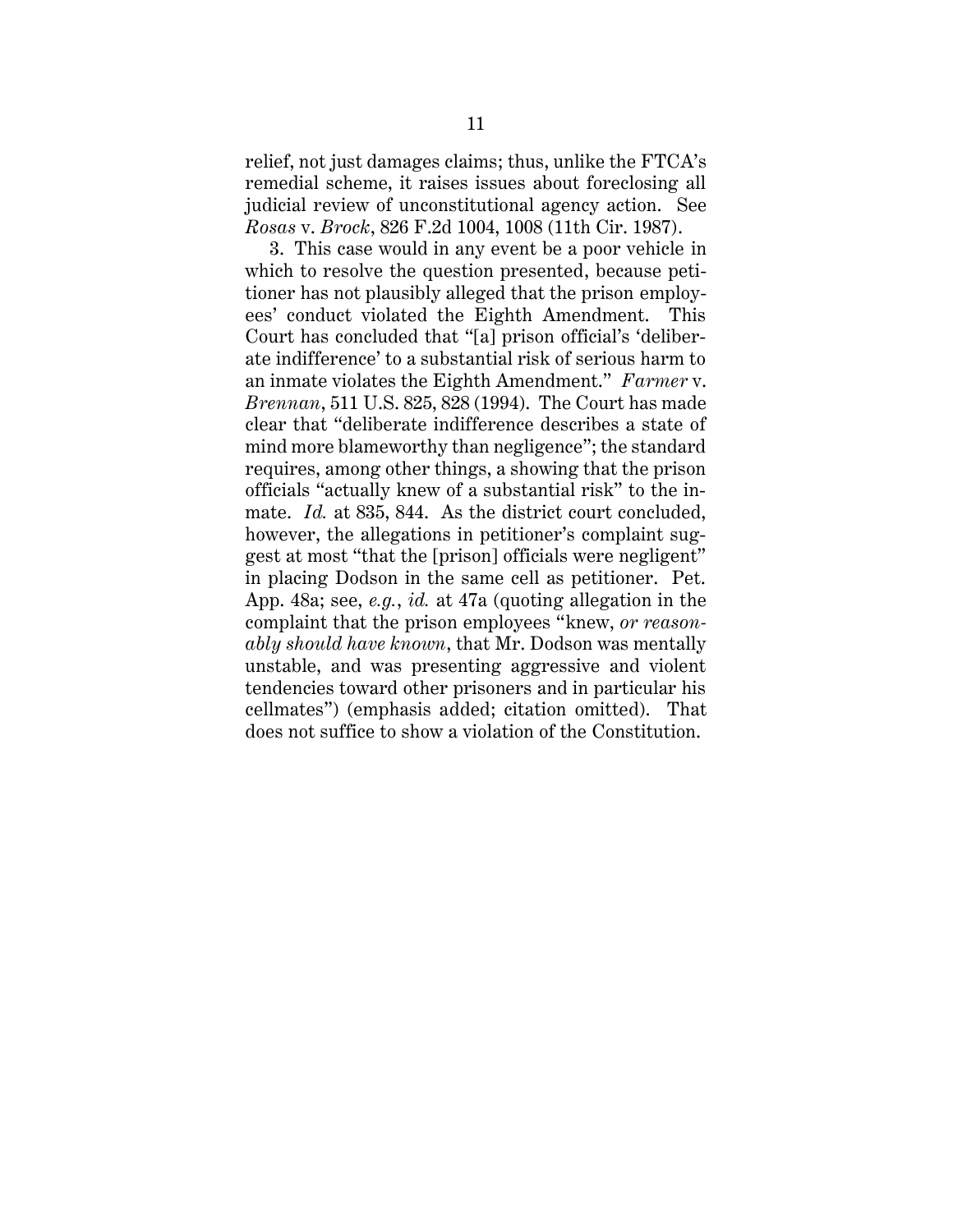relief, not just damages claims; thus, unlike the FTCA's remedial scheme, it raises issues about foreclosing all judicial review of unconstitutional agency action. See *Rosas* v. *Brock*, 826 F.2d 1004, 1008 (11th Cir. 1987).

3. This case would in any event be a poor vehicle in which to resolve the question presented, because petitioner has not plausibly alleged that the prison employees' conduct violated the Eighth Amendment. This Court has concluded that "[a] prison official's 'deliberate indifference' to a substantial risk of serious harm to an inmate violates the Eighth Amendment." *Farmer* v. *Brennan*, 511 U.S. 825, 828 (1994). The Court has made clear that "deliberate indifference describes a state of mind more blameworthy than negligence"; the standard requires, among other things, a showing that the prison officials "actually knew of a substantial risk" to the inmate. *Id.* at 835, 844. As the district court concluded, however, the allegations in petitioner's complaint suggest at most "that the [prison] officials were negligent" in placing Dodson in the same cell as petitioner. Pet. App. 48a; see, *e.g.*, *id.* at 47a (quoting allegation in the complaint that the prison employees "knew, *or reasonably should have known*, that Mr. Dodson was mentally unstable, and was presenting aggressive and violent tendencies toward other prisoners and in particular his cellmates") (emphasis added; citation omitted). That does not suffice to show a violation of the Constitution.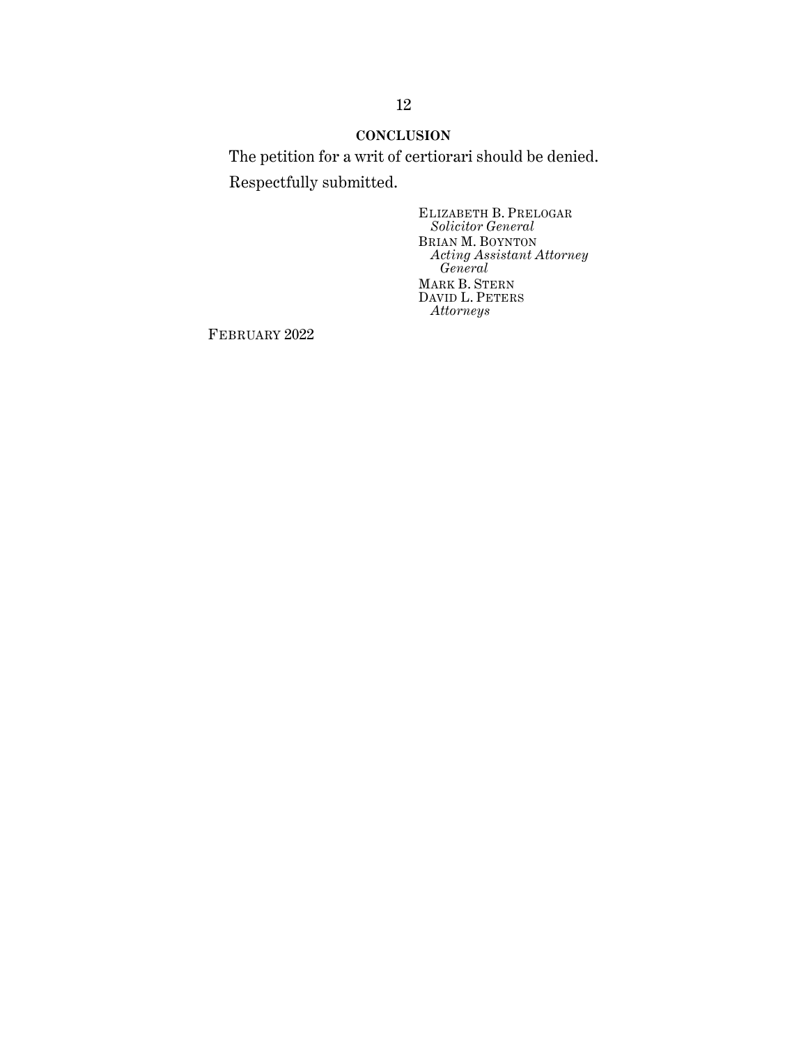## CONCLUSION

The petition for a writ of certiorari should be denied.

Respectfully submitted.

ELIZABETH B. PRELOGAR
*Solicitor General*
BRIAN M. BOYNTON
*Acting Assistant Attorney General*
MARK B. STERN
DAVID L. PETERS
*Attorneys*

FEBRUARY 2022